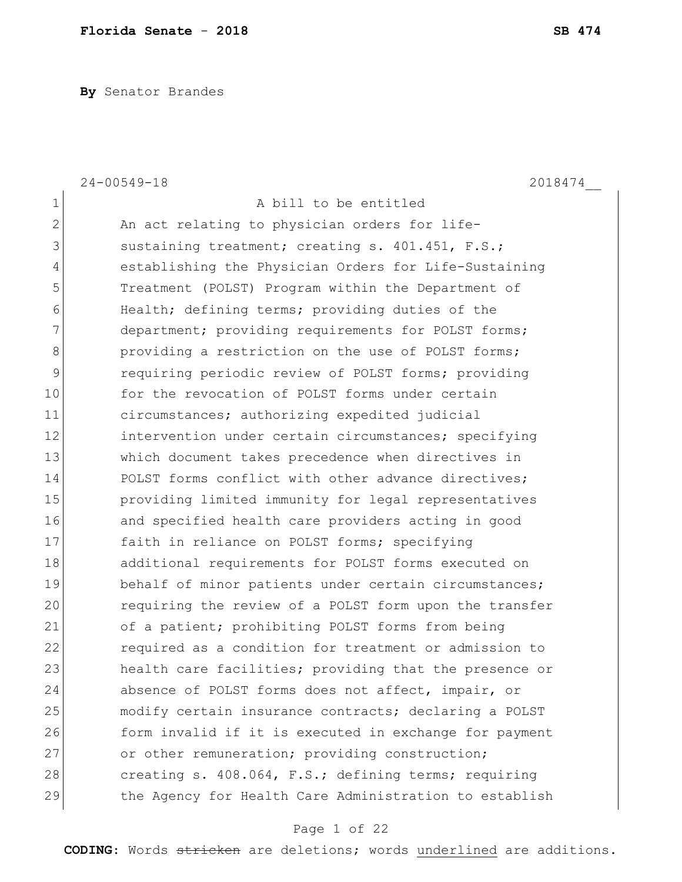**By** Senator Brandes

24-00549-18 2018474__

A bill to be entitled

An act relating to physician orders for life-sustaining treatment; creating s. 401.451, F.S.; establishing the Physician Orders for Life-Sustaining Treatment (POLST) Program within the Department of Health; defining terms; providing duties of the department; providing requirements for POLST forms; providing a restriction on the use of POLST forms; requiring periodic review of POLST forms; providing for the revocation of POLST forms under certain circumstances; authorizing expedited judicial intervention under certain circumstances; specifying which document takes precedence when directives in POLST forms conflict with other advance directives; providing limited immunity for legal representatives and specified health care providers acting in good faith in reliance on POLST forms; specifying additional requirements for POLST forms executed on behalf of minor patients under certain circumstances; requiring the review of a POLST form upon the transfer of a patient; prohibiting POLST forms from being required as a condition for treatment or admission to health care facilities; providing that the presence or absence of POLST forms does not affect, impair, or modify certain insurance contracts; declaring a POLST form invalid if it is executed in exchange for payment or other remuneration; providing construction; creating s. 408.064, F.S.; defining terms; requiring the Agency for Health Care Administration to establish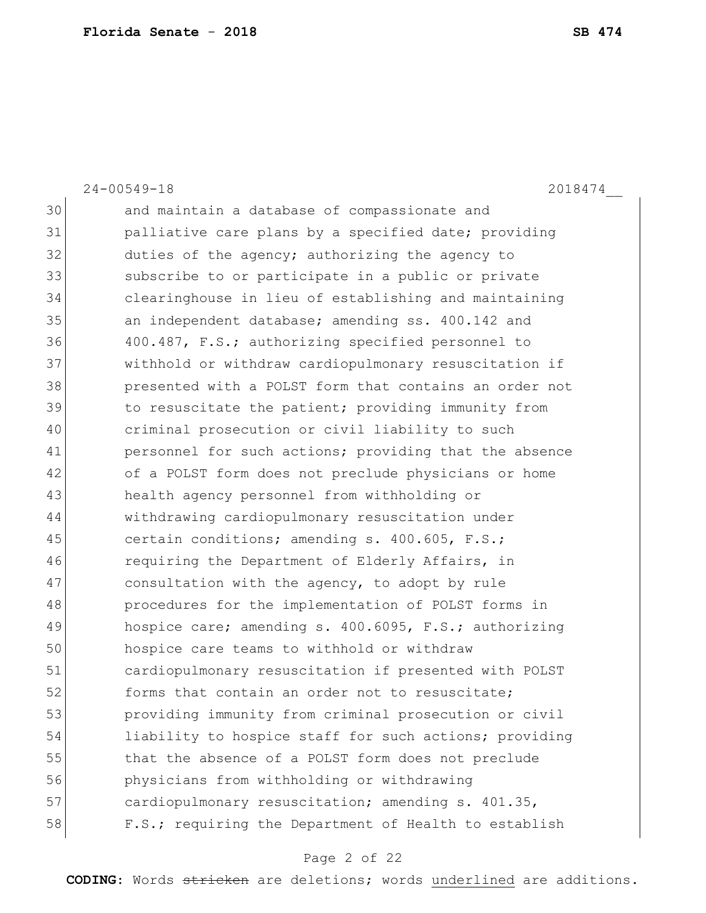24-00549-18 2018474__

30 and maintain a database of compassionate and
31 palliative care plans by a specified date; providing
32 duties of the agency; authorizing the agency to
33 subscribe to or participate in a public or private
34 clearinghouse in lieu of establishing and maintaining
35 an independent database; amending ss. 400.142 and
36 400.487, F.S.; authorizing specified personnel to
37 withhold or withdraw cardiopulmonary resuscitation if
38 presented with a POLST form that contains an order not
39 to resuscitate the patient; providing immunity from
40 criminal prosecution or civil liability to such
41 personnel for such actions; providing that the absence
42 of a POLST form does not preclude physicians or home
43 health agency personnel from withholding or
44 withdrawing cardiopulmonary resuscitation under
45 certain conditions; amending s. 400.605, F.S.;
46 requiring the Department of Elderly Affairs, in
47 consultation with the agency, to adopt by rule
48 procedures for the implementation of POLST forms in
49 hospice care; amending s. 400.6095, F.S.; authorizing
50 hospice care teams to withhold or withdraw
51 cardiopulmonary resuscitation if presented with POLST
52 forms that contain an order not to resuscitate;
53 providing immunity from criminal prosecution or civil
54 liability to hospice staff for such actions; providing
55 that the absence of a POLST form does not preclude
56 physicians from withholding or withdrawing
57 cardiopulmonary resuscitation; amending s. 401.35,
58 F.S.; requiring the Department of Health to establish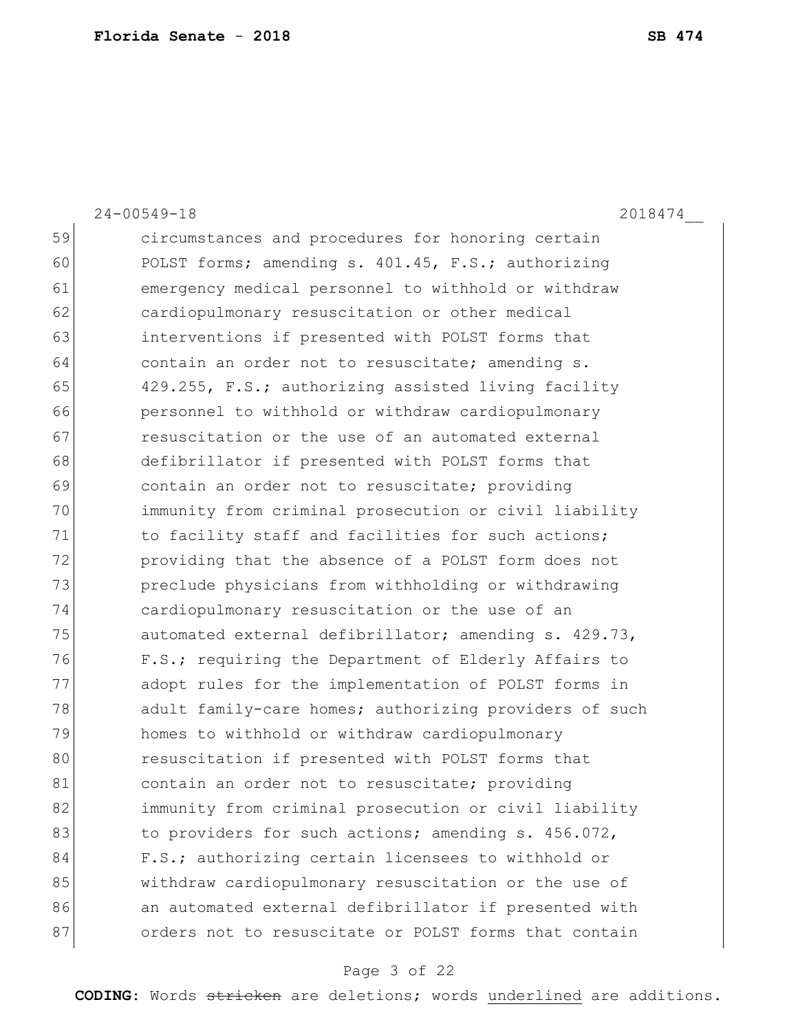circumstances and procedures for honoring certain POLST forms; amending s. 401.45, F.S.; authorizing emergency medical personnel to withhold or withdraw cardiopulmonary resuscitation or other medical interventions if presented with POLST forms that contain an order not to resuscitate; amending s. 429.255, F.S.; authorizing assisted living facility personnel to withhold or withdraw cardiopulmonary resuscitation or the use of an automated external defibrillator if presented with POLST forms that contain an order not to resuscitate; providing immunity from criminal prosecution or civil liability to facility staff and facilities for such actions; providing that the absence of a POLST form does not preclude physicians from withholding or withdrawing cardiopulmonary resuscitation or the use of an automated external defibrillator; amending s. 429.73, F.S.; requiring the Department of Elderly Affairs to adopt rules for the implementation of POLST forms in adult family-care homes; authorizing providers of such homes to withhold or withdraw cardiopulmonary resuscitation if presented with POLST forms that contain an order not to resuscitate; providing immunity from criminal prosecution or civil liability to providers for such actions; amending s. 456.072, F.S.; authorizing certain licensees to withhold or withdraw cardiopulmonary resuscitation or the use of an automated external defibrillator if presented with orders not to resuscitate or POLST forms that contain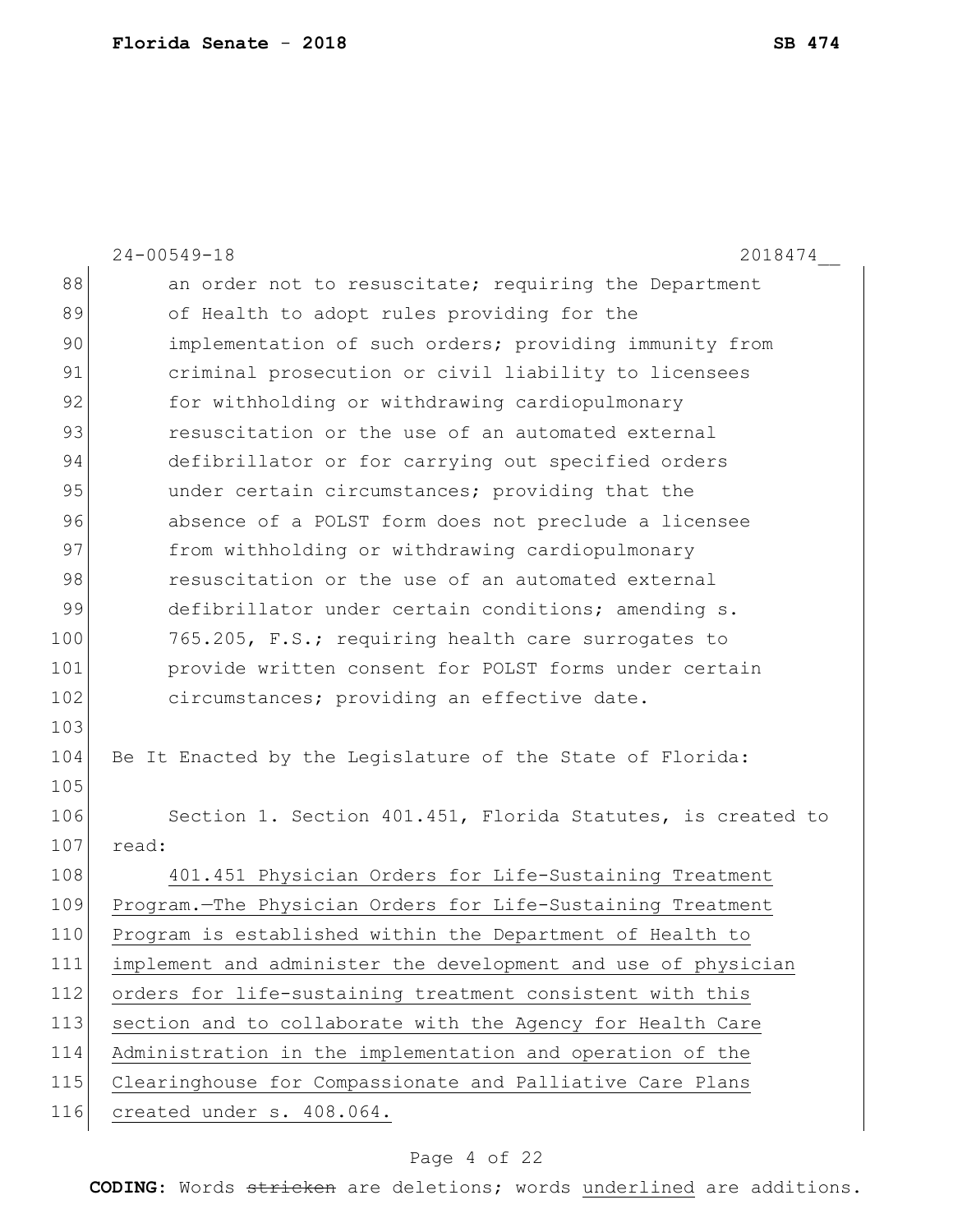an order not to resuscitate; requiring the Department of Health to adopt rules providing for the implementation of such orders; providing immunity from criminal prosecution or civil liability to licensees for withholding or withdrawing cardiopulmonary resuscitation or the use of an automated external defibrillator or for carrying out specified orders under certain circumstances; providing that the absence of a POLST form does not preclude a licensee from withholding or withdrawing cardiopulmonary resuscitation or the use of an automated external defibrillator under certain conditions; amending s. 765.205, F.S.; requiring health care surrogates to provide written consent for POLST forms under certain circumstances; providing an effective date.

Be It Enacted by the Legislature of the State of Florida:

Section 1. Section 401.451, Florida Statutes, is created to read:

401.451 Physician Orders for Life-Sustaining Treatment Program.—The Physician Orders for Life-Sustaining Treatment Program is established within the Department of Health to implement and administer the development and use of physician orders for life-sustaining treatment consistent with this section and to collaborate with the Agency for Health Care Administration in the implementation and operation of the Clearinghouse for Compassionate and Palliative Care Plans created under s. 408.064.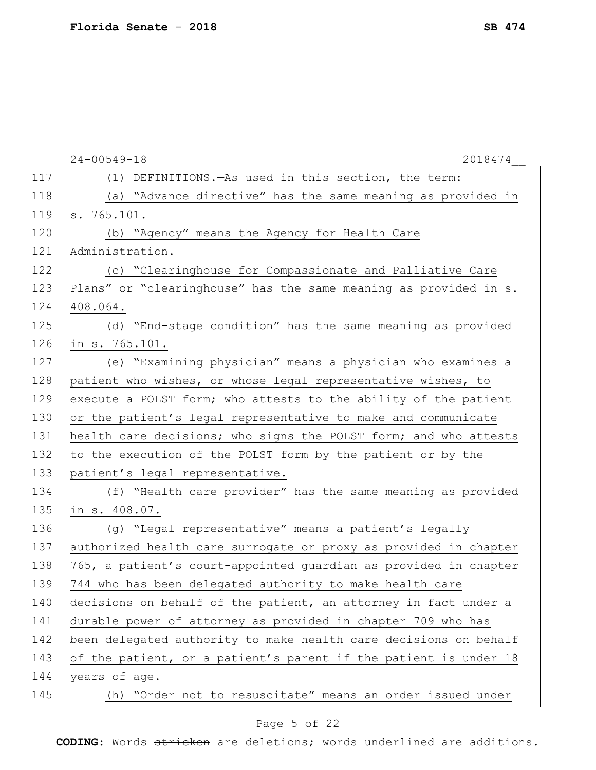24-00549-18 2018474__

117 (1) DEFINITIONS.—As used in this section, the term:

118 (a) "Advance directive" has the same meaning as provided in
119 s. 765.101.

120 (b) "Agency" means the Agency for Health Care
121 Administration.

122 (c) "Clearinghouse for Compassionate and Palliative Care
123 Plans" or "clearinghouse" has the same meaning as provided in s.
124 408.064.

125 (d) "End-stage condition" has the same meaning as provided
126 in s. 765.101.

127 (e) "Examining physician" means a physician who examines a
128 patient who wishes, or whose legal representative wishes, to
129 execute a POLST form; who attests to the ability of the patient
130 or the patient's legal representative to make and communicate
131 health care decisions; who signs the POLST form; and who attests
132 to the execution of the POLST form by the patient or by the
133 patient's legal representative.

134 (f) "Health care provider" has the same meaning as provided
135 in s. 408.07.

136 (g) "Legal representative" means a patient's legally
137 authorized health care surrogate or proxy as provided in chapter
138 765, a patient's court-appointed guardian as provided in chapter
139 744 who has been delegated authority to make health care
140 decisions on behalf of the patient, an attorney in fact under a
141 durable power of attorney as provided in chapter 709 who has
142 been delegated authority to make health care decisions on behalf
143 of the patient, or a patient's parent if the patient is under 18
144 years of age.

145 (h) "Order not to resuscitate" means an order issued under

**CODING:** Words ~~stricken~~ are deletions; words underlined are additions.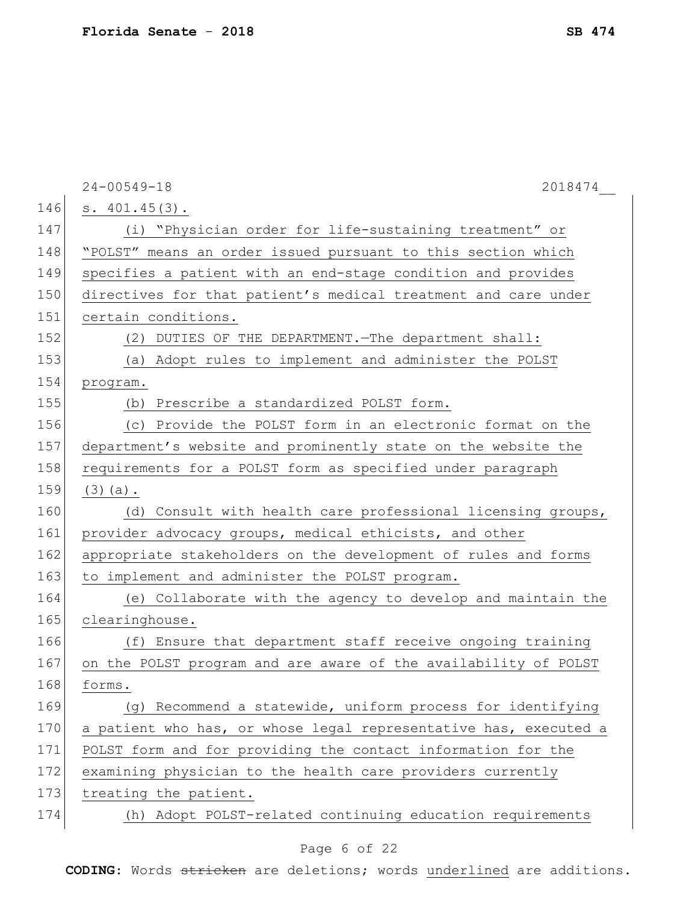s. 401.45(3).

(i) "Physician order for life-sustaining treatment" or "POLST" means an order issued pursuant to this section which specifies a patient with an end-stage condition and provides directives for that patient's medical treatment and care under certain conditions.

(2) DUTIES OF THE DEPARTMENT.—The department shall:

(a) Adopt rules to implement and administer the POLST program.

(b) Prescribe a standardized POLST form.

(c) Provide the POLST form in an electronic format on the department's website and prominently state on the website the requirements for a POLST form as specified under paragraph (3)(a).

(d) Consult with health care professional licensing groups, provider advocacy groups, medical ethicists, and other appropriate stakeholders on the development of rules and forms to implement and administer the POLST program.

(e) Collaborate with the agency to develop and maintain the clearinghouse.

(f) Ensure that department staff receive ongoing training on the POLST program and are aware of the availability of POLST forms.

(g) Recommend a statewide, uniform process for identifying a patient who has, or whose legal representative has, executed a POLST form and for providing the contact information for the examining physician to the health care providers currently treating the patient.

(h) Adopt POLST-related continuing education requirements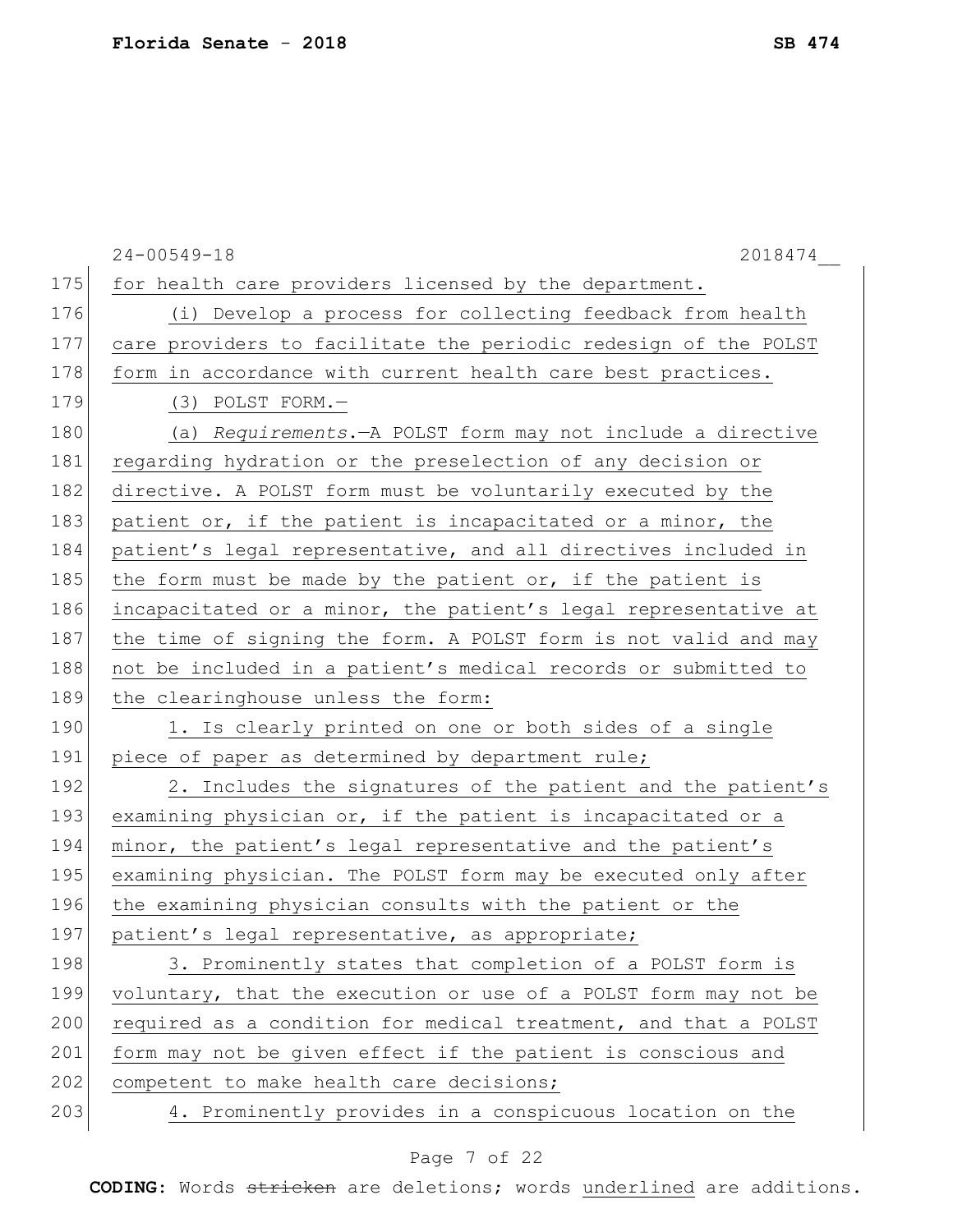for health care providers licensed by the department.

(i) Develop a process for collecting feedback from health care providers to facilitate the periodic redesign of the POLST form in accordance with current health care best practices.

(3) POLST FORM.—

(a) *Requirements*.—A POLST form may not include a directive regarding hydration or the preselection of any decision or directive. A POLST form must be voluntarily executed by the patient or, if the patient is incapacitated or a minor, the patient's legal representative, and all directives included in the form must be made by the patient or, if the patient is incapacitated or a minor, the patient's legal representative at the time of signing the form. A POLST form is not valid and may not be included in a patient's medical records or submitted to the clearinghouse unless the form:

1. Is clearly printed on one or both sides of a single piece of paper as determined by department rule;

2. Includes the signatures of the patient and the patient's examining physician or, if the patient is incapacitated or a minor, the patient's legal representative and the patient's examining physician. The POLST form may be executed only after the examining physician consults with the patient or the patient's legal representative, as appropriate;

3. Prominently states that completion of a POLST form is voluntary, that the execution or use of a POLST form may not be required as a condition for medical treatment, and that a POLST form may not be given effect if the patient is conscious and competent to make health care decisions;

4. Prominently provides in a conspicuous location on the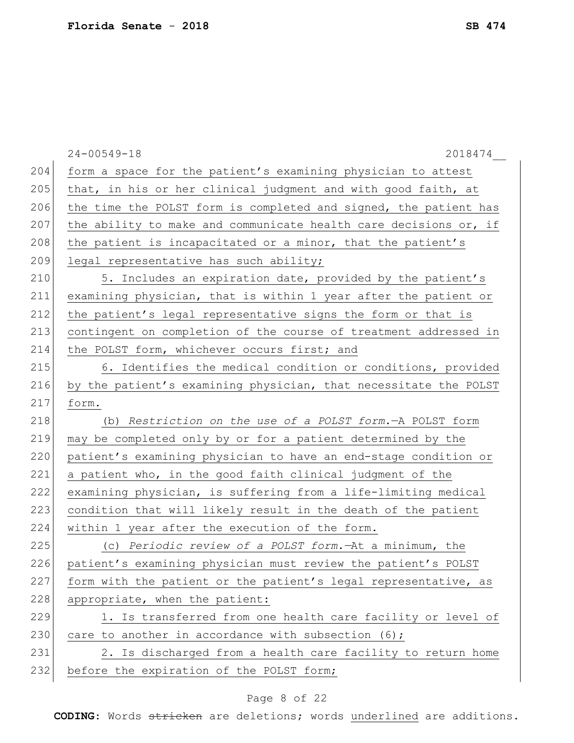form a space for the patient's examining physician to attest that, in his or her clinical judgment and with good faith, at the time the POLST form is completed and signed, the patient has the ability to make and communicate health care decisions or, if the patient is incapacitated or a minor, that the patient's legal representative has such ability;

5. Includes an expiration date, provided by the patient's examining physician, that is within 1 year after the patient or the patient's legal representative signs the form or that is contingent on completion of the course of treatment addressed in the POLST form, whichever occurs first; and

6. Identifies the medical condition or conditions, provided by the patient's examining physician, that necessitate the POLST form.

(b) *Restriction on the use of a POLST form.*—A POLST form may be completed only by or for a patient determined by the patient's examining physician to have an end-stage condition or a patient who, in the good faith clinical judgment of the examining physician, is suffering from a life-limiting medical condition that will likely result in the death of the patient within 1 year after the execution of the form.

(c) *Periodic review of a POLST form.*—At a minimum, the patient's examining physician must review the patient's POLST form with the patient or the patient's legal representative, as appropriate, when the patient:

1. Is transferred from one health care facility or level of care to another in accordance with subsection (6);

2. Is discharged from a health care facility to return home before the expiration of the POLST form;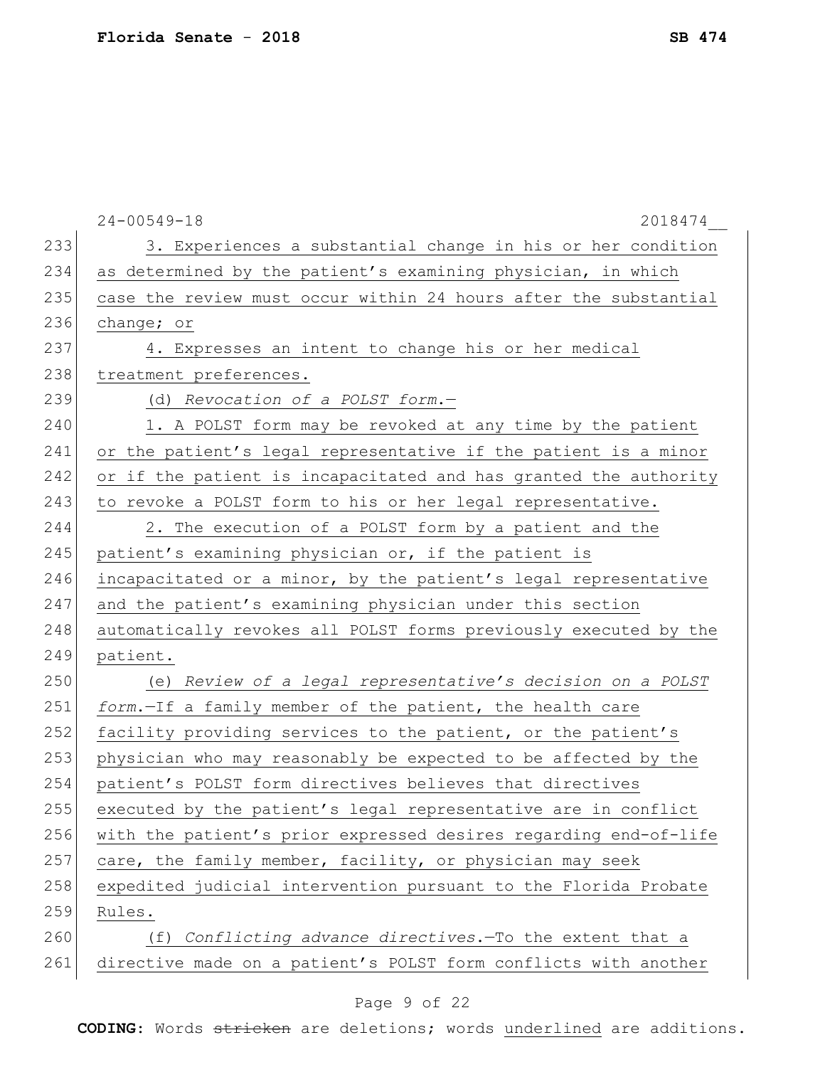3. Experiences a substantial change in his or her condition as determined by the patient's examining physician, in which case the review must occur within 24 hours after the substantial change; or

4. Expresses an intent to change his or her medical treatment preferences.

(d) *Revocation of a POLST form.*—

1. A POLST form may be revoked at any time by the patient or the patient's legal representative if the patient is a minor or if the patient is incapacitated and has granted the authority to revoke a POLST form to his or her legal representative.

2. The execution of a POLST form by a patient and the patient's examining physician or, if the patient is incapacitated or a minor, by the patient's legal representative and the patient's examining physician under this section automatically revokes all POLST forms previously executed by the patient.

(e) *Review of a legal representative's decision on a POLST form.*—If a family member of the patient, the health care facility providing services to the patient, or the patient's physician who may reasonably be expected to be affected by the patient's POLST form directives believes that directives executed by the patient's legal representative are in conflict with the patient's prior expressed desires regarding end-of-life care, the family member, facility, or physician may seek expedited judicial intervention pursuant to the Florida Probate Rules.

(f) *Conflicting advance directives.*—To the extent that a directive made on a patient's POLST form conflicts with another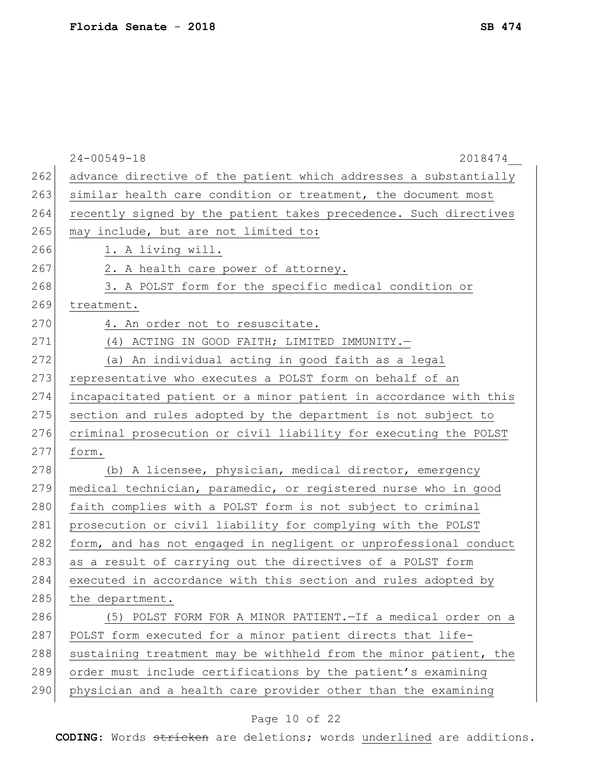advance directive of the patient which addresses a substantially similar health care condition or treatment, the document most recently signed by the patient takes precedence. Such directives may include, but are not limited to:

1. A living will.

2. A health care power of attorney.

3. A POLST form for the specific medical condition or treatment.

4. An order not to resuscitate.

(4) ACTING IN GOOD FAITH; LIMITED IMMUNITY.—

(a) An individual acting in good faith as a legal representative who executes a POLST form on behalf of an incapacitated patient or a minor patient in accordance with this section and rules adopted by the department is not subject to criminal prosecution or civil liability for executing the POLST form.

(b) A licensee, physician, medical director, emergency medical technician, paramedic, or registered nurse who in good faith complies with a POLST form is not subject to criminal prosecution or civil liability for complying with the POLST form, and has not engaged in negligent or unprofessional conduct as a result of carrying out the directives of a POLST form executed in accordance with this section and rules adopted by the department.

(5) POLST FORM FOR A MINOR PATIENT.—If a medical order on a POLST form executed for a minor patient directs that life-sustaining treatment may be withheld from the minor patient, the order must include certifications by the patient's examining physician and a health care provider other than the examining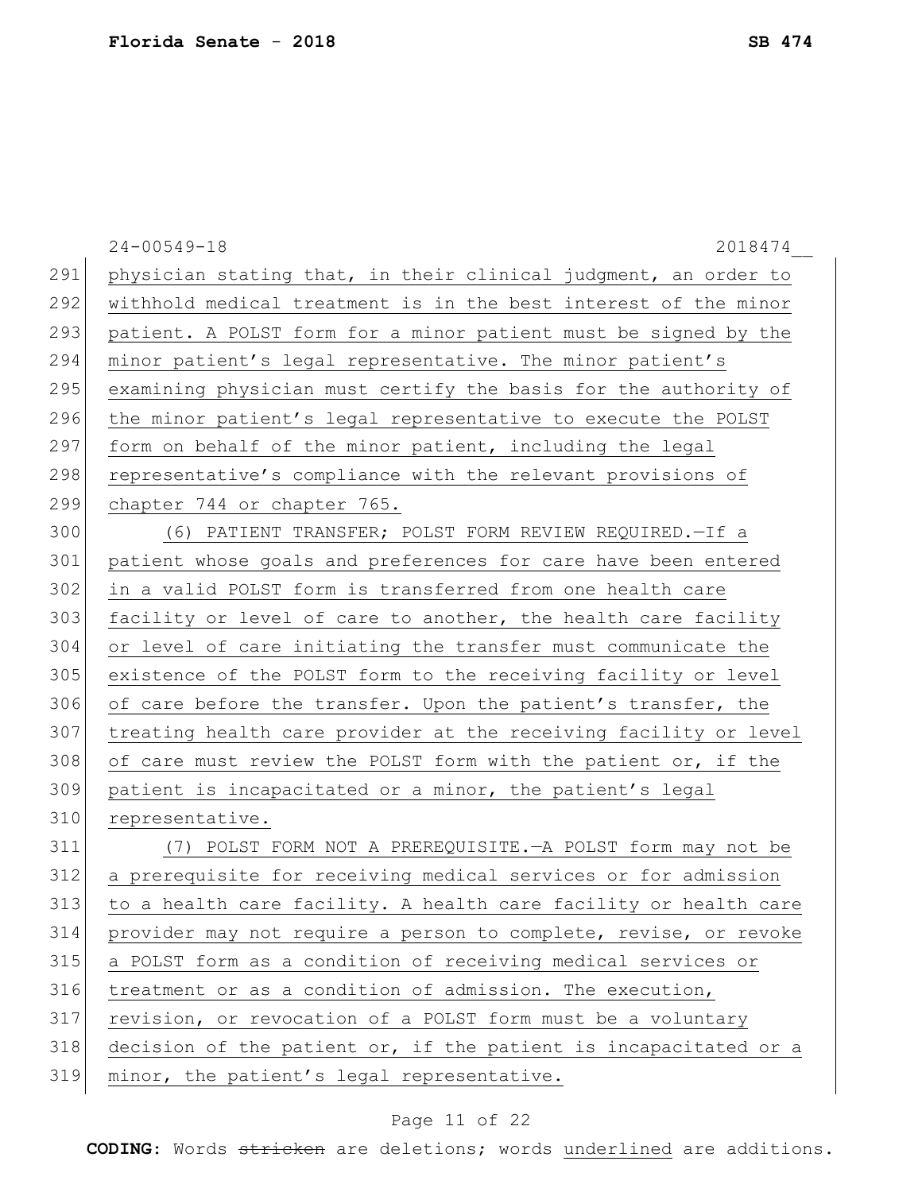physician stating that, in their clinical judgment, an order to withhold medical treatment is in the best interest of the minor patient. A POLST form for a minor patient must be signed by the minor patient's legal representative. The minor patient's examining physician must certify the basis for the authority of the minor patient's legal representative to execute the POLST form on behalf of the minor patient, including the legal representative's compliance with the relevant provisions of chapter 744 or chapter 765.

(6) PATIENT TRANSFER; POLST FORM REVIEW REQUIRED.—If a patient whose goals and preferences for care have been entered in a valid POLST form is transferred from one health care facility or level of care to another, the health care facility or level of care initiating the transfer must communicate the existence of the POLST form to the receiving facility or level of care before the transfer. Upon the patient's transfer, the treating health care provider at the receiving facility or level of care must review the POLST form with the patient or, if the patient is incapacitated or a minor, the patient's legal representative.

(7) POLST FORM NOT A PREREQUISITE.—A POLST form may not be a prerequisite for receiving medical services or for admission to a health care facility. A health care facility or health care provider may not require a person to complete, revise, or revoke a POLST form as a condition of receiving medical services or treatment or as a condition of admission. The execution, revision, or revocation of a POLST form must be a voluntary decision of the patient or, if the patient is incapacitated or a minor, the patient's legal representative.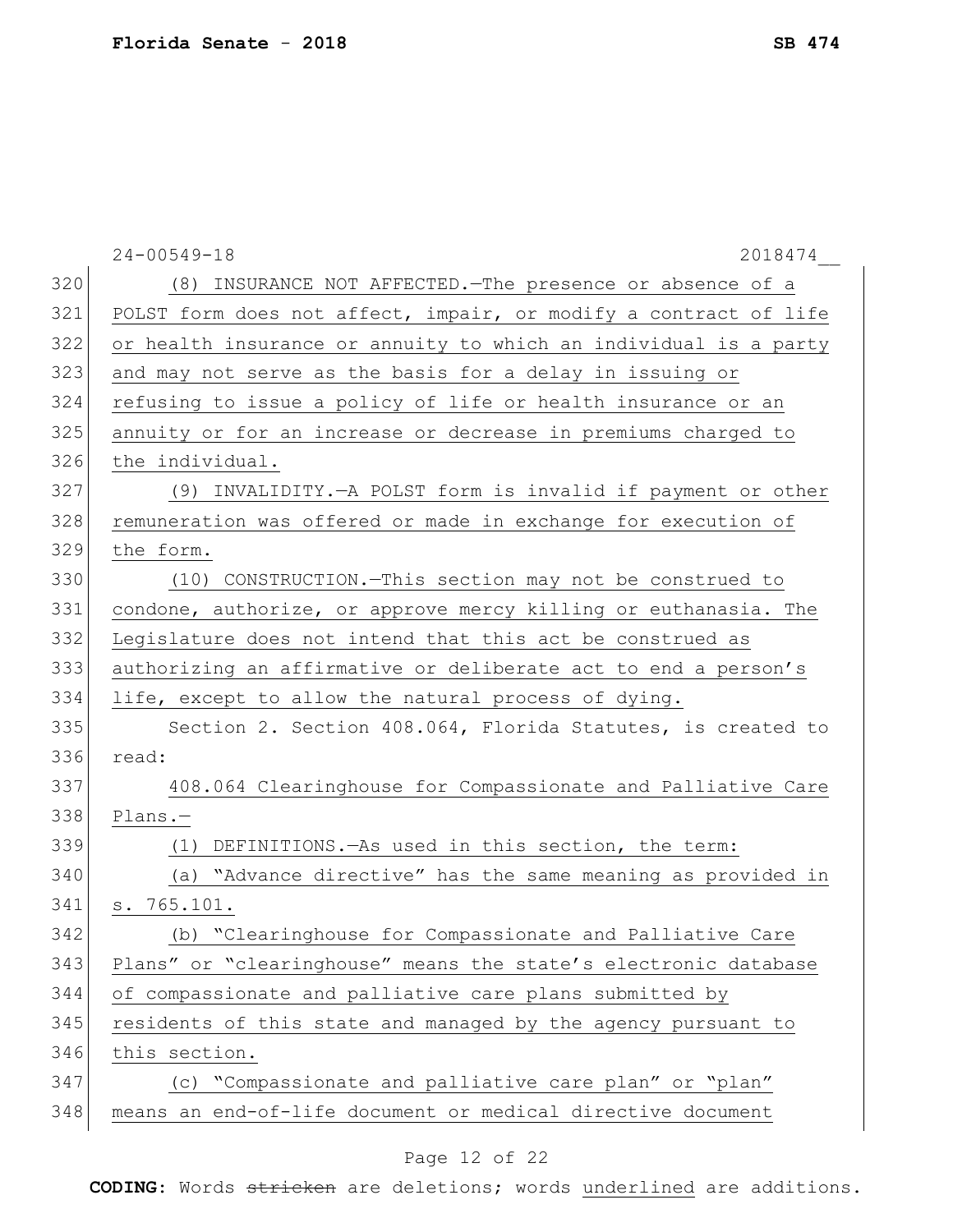(8) INSURANCE NOT AFFECTED.—The presence or absence of a POLST form does not affect, impair, or modify a contract of life or health insurance or annuity to which an individual is a party and may not serve as the basis for a delay in issuing or refusing to issue a policy of life or health insurance or an annuity or for an increase or decrease in premiums charged to the individual.

(9) INVALIDITY.—A POLST form is invalid if payment or other remuneration was offered or made in exchange for execution of the form.

(10) CONSTRUCTION.—This section may not be construed to condone, authorize, or approve mercy killing or euthanasia. The Legislature does not intend that this act be construed as authorizing an affirmative or deliberate act to end a person's life, except to allow the natural process of dying.

Section 2. Section 408.064, Florida Statutes, is created to read:

408.064 Clearinghouse for Compassionate and Palliative Care Plans.—

(1) DEFINITIONS.—As used in this section, the term:

(a) "Advance directive" has the same meaning as provided in s. 765.101.

(b) "Clearinghouse for Compassionate and Palliative Care Plans" or "clearinghouse" means the state's electronic database of compassionate and palliative care plans submitted by residents of this state and managed by the agency pursuant to this section.

(c) "Compassionate and palliative care plan" or "plan" means an end-of-life document or medical directive document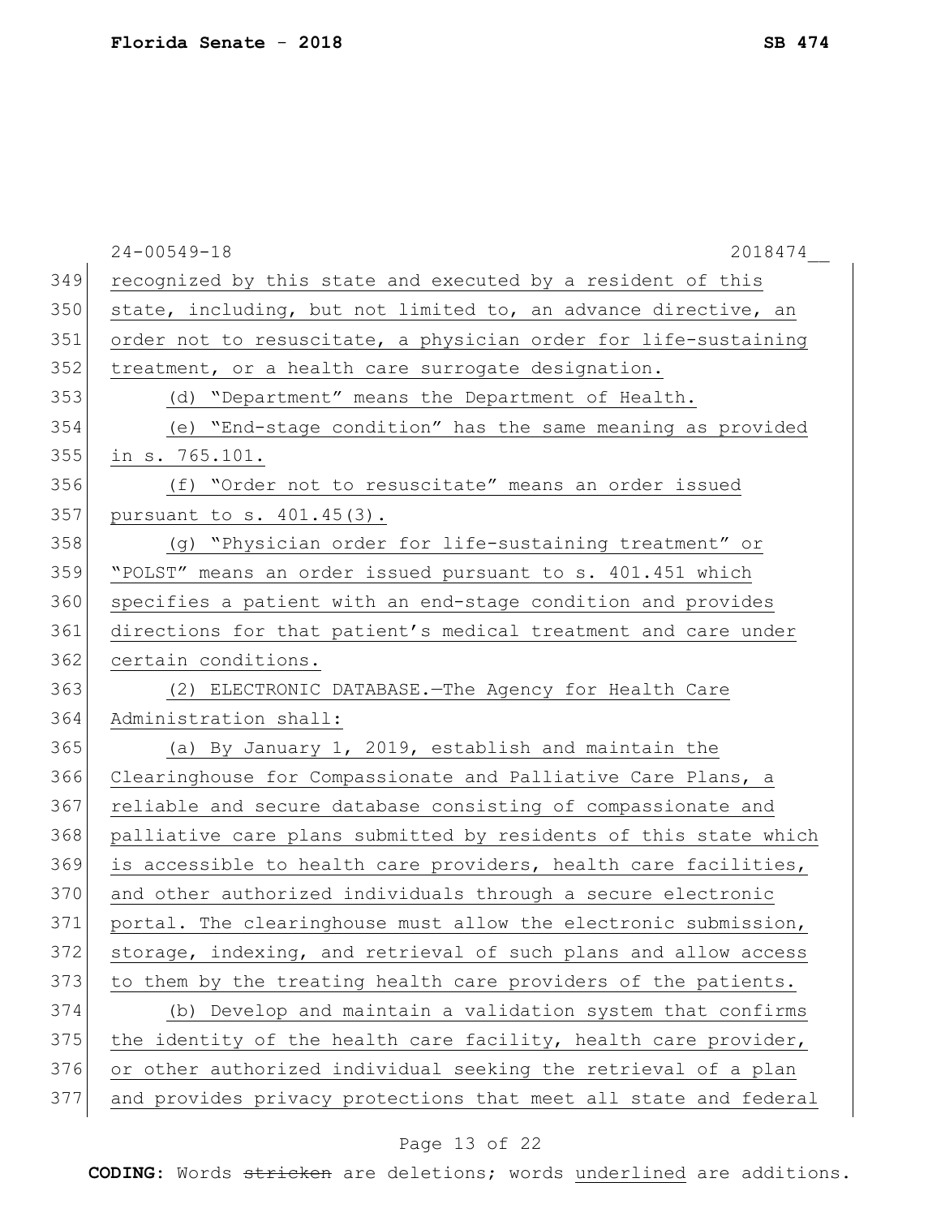recognized by this state and executed by a resident of this state, including, but not limited to, an advance directive, an order not to resuscitate, a physician order for life-sustaining treatment, or a health care surrogate designation.

(d) "Department" means the Department of Health.

(e) "End-stage condition" has the same meaning as provided in s. 765.101.

(f) "Order not to resuscitate" means an order issued pursuant to s. 401.45(3).

(g) "Physician order for life-sustaining treatment" or "POLST" means an order issued pursuant to s. 401.451 which specifies a patient with an end-stage condition and provides directions for that patient's medical treatment and care under certain conditions.

(2) ELECTRONIC DATABASE.—The Agency for Health Care Administration shall:

(a) By January 1, 2019, establish and maintain the Clearinghouse for Compassionate and Palliative Care Plans, a reliable and secure database consisting of compassionate and palliative care plans submitted by residents of this state which is accessible to health care providers, health care facilities, and other authorized individuals through a secure electronic portal. The clearinghouse must allow the electronic submission, storage, indexing, and retrieval of such plans and allow access to them by the treating health care providers of the patients.

(b) Develop and maintain a validation system that confirms the identity of the health care facility, health care provider, or other authorized individual seeking the retrieval of a plan and provides privacy protections that meet all state and federal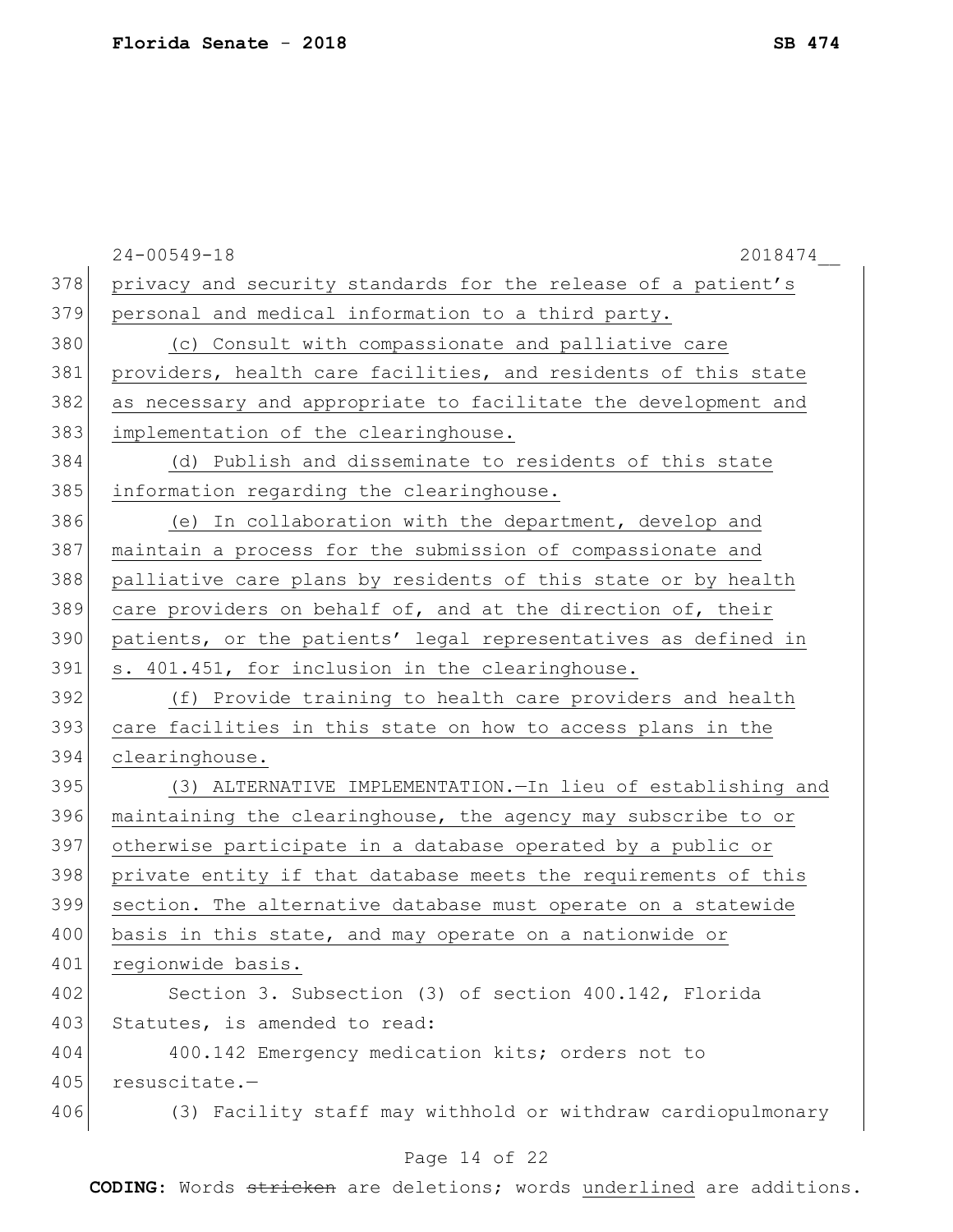privacy and security standards for the release of a patient's personal and medical information to a third party.

(c) Consult with compassionate and palliative care providers, health care facilities, and residents of this state as necessary and appropriate to facilitate the development and implementation of the clearinghouse.

(d) Publish and disseminate to residents of this state information regarding the clearinghouse.

(e) In collaboration with the department, develop and maintain a process for the submission of compassionate and palliative care plans by residents of this state or by health care providers on behalf of, and at the direction of, their patients, or the patients' legal representatives as defined in s. 401.451, for inclusion in the clearinghouse.

(f) Provide training to health care providers and health care facilities in this state on how to access plans in the clearinghouse.

(3) ALTERNATIVE IMPLEMENTATION.—In lieu of establishing and maintaining the clearinghouse, the agency may subscribe to or otherwise participate in a database operated by a public or private entity if that database meets the requirements of this section. The alternative database must operate on a statewide basis in this state, and may operate on a nationwide or regionwide basis.

Section 3. Subsection (3) of section 400.142, Florida Statutes, is amended to read:

400.142 Emergency medication kits; orders not to resuscitate.—

(3) Facility staff may withhold or withdraw cardiopulmonary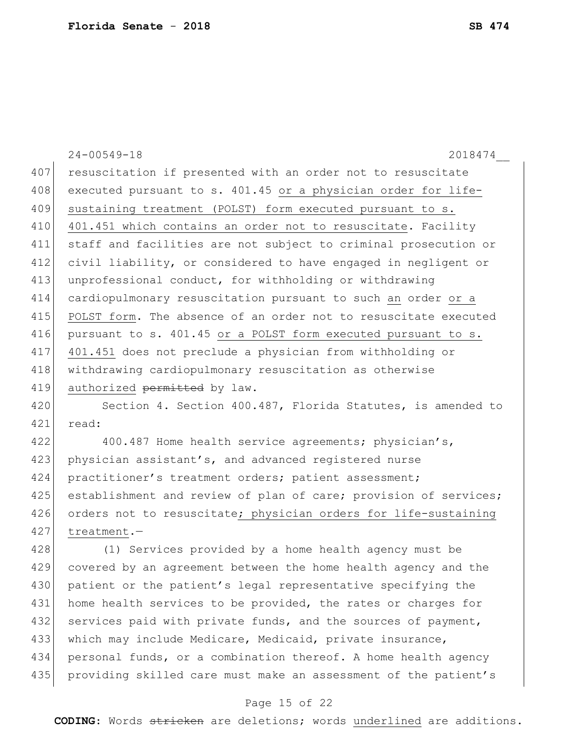resuscitation if presented with an order not to resuscitate executed pursuant to s. 401.45 <u>or a physician order for life-sustaining treatment (POLST) form executed pursuant to s. 401.451 which contains an order not to resuscitate</u>. Facility staff and facilities are not subject to criminal prosecution or civil liability, or considered to have engaged in negligent or unprofessional conduct, for withholding or withdrawing cardiopulmonary resuscitation pursuant to such <u>an</u> order <u>or a POLST form</u>. The absence of an order not to resuscitate executed pursuant to s. 401.45 <u>or a POLST form executed pursuant to s. 401.451</u> does not preclude a physician from withholding or withdrawing cardiopulmonary resuscitation as otherwise <u>authorized</u> ~~permitted~~ by law.

Section 4. Section 400.487, Florida Statutes, is amended to read:

400.487 Home health service agreements; physician's, physician assistant's, and advanced registered nurse practitioner's treatment orders; patient assessment; establishment and review of plan of care; provision of services; orders not to resuscitate<u>; physician orders for life-sustaining treatment</u>.—

(1) Services provided by a home health agency must be covered by an agreement between the home health agency and the patient or the patient's legal representative specifying the home health services to be provided, the rates or charges for services paid with private funds, and the sources of payment, which may include Medicare, Medicaid, private insurance, personal funds, or a combination thereof. A home health agency providing skilled care must make an assessment of the patient's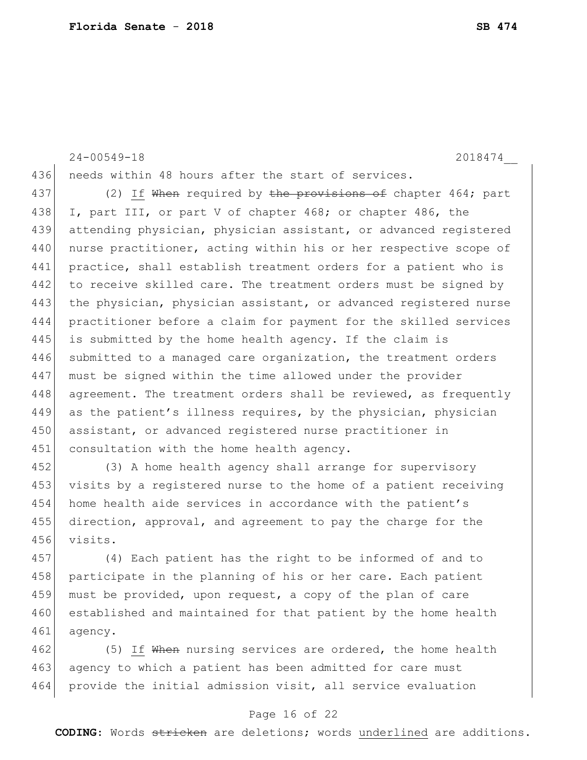24-00549-18 2018474__

436 needs within 48 hours after the start of services.

437 (2) <u>If</u> ~~When~~ required by ~~the provisions of~~ chapter 464; part
438 I, part III, or part V of chapter 468; or chapter 486, the
439 attending physician, physician assistant, or advanced registered
440 nurse practitioner, acting within his or her respective scope of
441 practice, shall establish treatment orders for a patient who is
442 to receive skilled care. The treatment orders must be signed by
443 the physician, physician assistant, or advanced registered nurse
444 practitioner before a claim for payment for the skilled services
445 is submitted by the home health agency. If the claim is
446 submitted to a managed care organization, the treatment orders
447 must be signed within the time allowed under the provider
448 agreement. The treatment orders shall be reviewed, as frequently
449 as the patient's illness requires, by the physician, physician
450 assistant, or advanced registered nurse practitioner in
451 consultation with the home health agency.

452 (3) A home health agency shall arrange for supervisory
453 visits by a registered nurse to the home of a patient receiving
454 home health aide services in accordance with the patient's
455 direction, approval, and agreement to pay the charge for the
456 visits.

457 (4) Each patient has the right to be informed of and to
458 participate in the planning of his or her care. Each patient
459 must be provided, upon request, a copy of the plan of care
460 established and maintained for that patient by the home health
461 agency.

462 (5) <u>If</u> ~~When~~ nursing services are ordered, the home health
463 agency to which a patient has been admitted for care must
464 provide the initial admission visit, all service evaluation

**CODING:** Words ~~stricken~~ are deletions; words <u>underlined</u> are additions.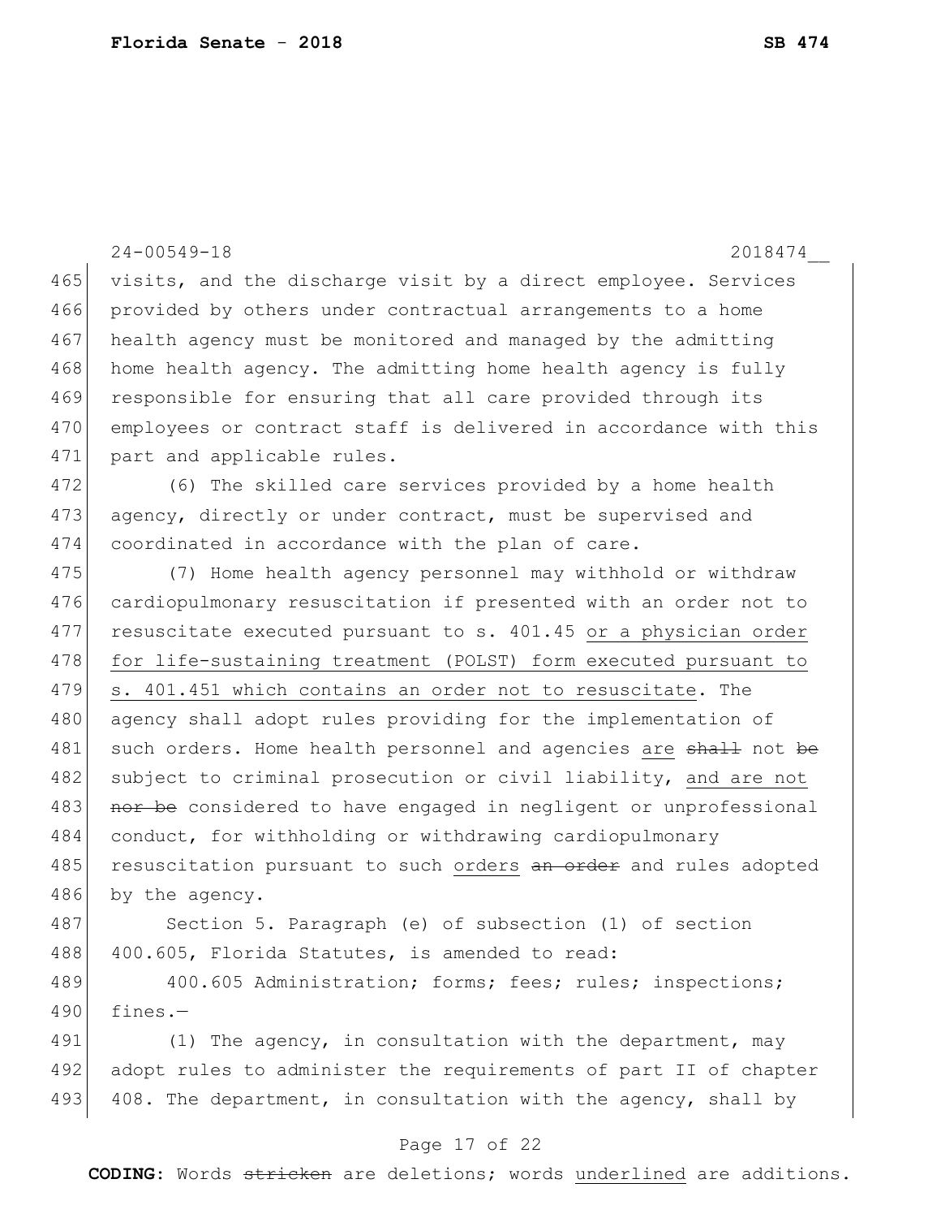visits, and the discharge visit by a direct employee. Services provided by others under contractual arrangements to a home health agency must be monitored and managed by the admitting home health agency. The admitting home health agency is fully responsible for ensuring that all care provided through its employees or contract staff is delivered in accordance with this part and applicable rules.

(6) The skilled care services provided by a home health agency, directly or under contract, must be supervised and coordinated in accordance with the plan of care.

(7) Home health agency personnel may withhold or withdraw cardiopulmonary resuscitation if presented with an order not to resuscitate executed pursuant to s. 401.45 <u>or a physician order for life-sustaining treatment (POLST) form executed pursuant to s. 401.451 which contains an order not to resuscitate</u>. The agency shall adopt rules providing for the implementation of such orders. Home health personnel and agencies <u>are</u> ~~shall~~ not ~~be~~ subject to criminal prosecution or civil liability, <u>and are not</u> ~~nor be~~ considered to have engaged in negligent or unprofessional conduct, for withholding or withdrawing cardiopulmonary resuscitation pursuant to such <u>orders</u> ~~an order~~ and rules adopted by the agency.

Section 5. Paragraph (e) of subsection (1) of section 400.605, Florida Statutes, is amended to read:

400.605 Administration; forms; fees; rules; inspections; fines.—

(1) The agency, in consultation with the department, may adopt rules to administer the requirements of part II of chapter 408. The department, in consultation with the agency, shall by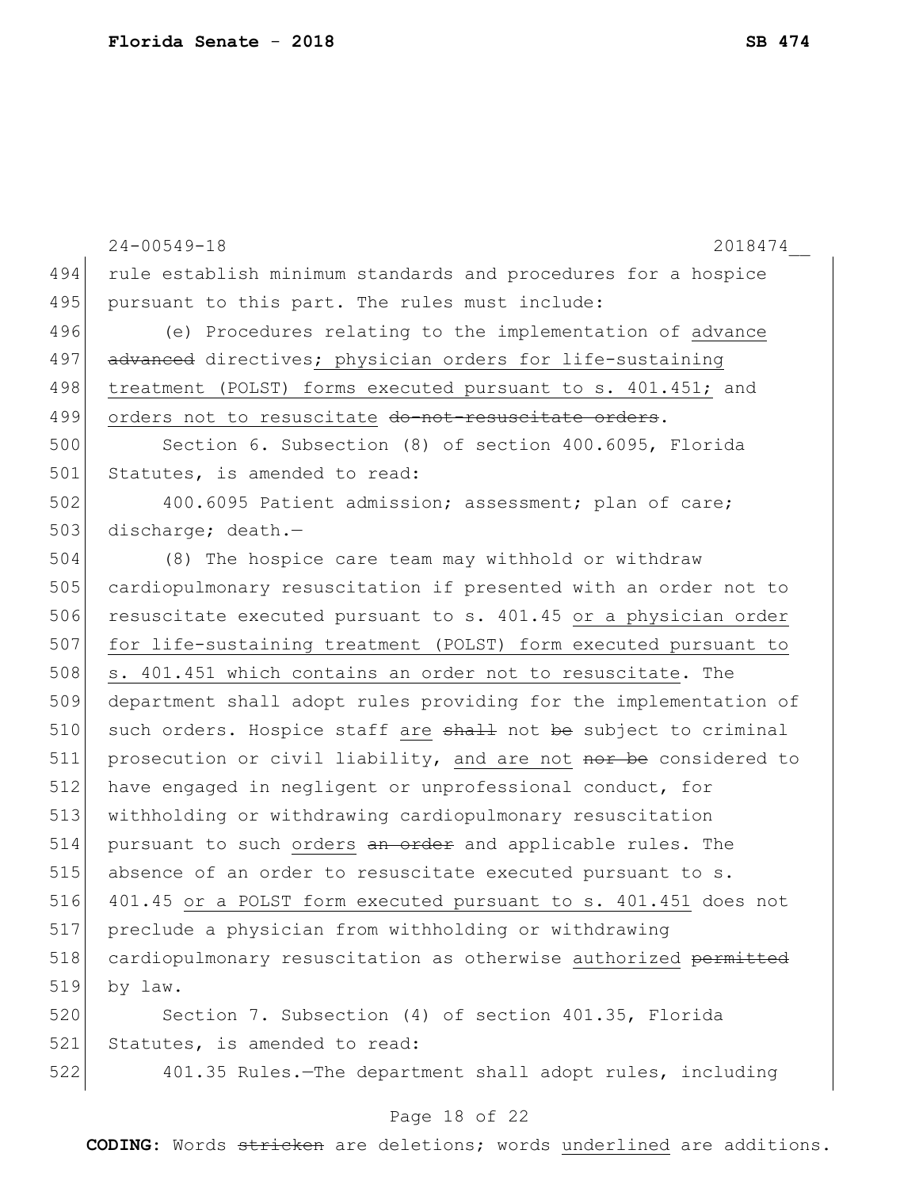rule establish minimum standards and procedures for a hospice pursuant to this part. The rules must include:

(e) Procedures relating to the implementation of <u>advance</u> ~~advanced~~ directives<u>; physician orders for life-sustaining treatment (POLST) forms executed pursuant to s. 401.451;</u> and <u>orders not to resuscitate</u> ~~do-not-resuscitate orders~~.

Section 6. Subsection (8) of section 400.6095, Florida Statutes, is amended to read:

400.6095 Patient admission; assessment; plan of care; discharge; death.—

(8) The hospice care team may withhold or withdraw cardiopulmonary resuscitation if presented with an order not to resuscitate executed pursuant to s. 401.45 <u>or a physician order for life-sustaining treatment (POLST) form executed pursuant to s. 401.451 which contains an order not to resuscitate</u>. The department shall adopt rules providing for the implementation of such orders. Hospice staff <u>are</u> ~~shall~~ not ~~be~~ subject to criminal prosecution or civil liability, <u>and are not</u> ~~nor be~~ considered to have engaged in negligent or unprofessional conduct, for withholding or withdrawing cardiopulmonary resuscitation pursuant to such <u>orders</u> ~~an order~~ and applicable rules. The absence of an order to resuscitate executed pursuant to s. 401.45 <u>or a POLST form executed pursuant to s. 401.451</u> does not preclude a physician from withholding or withdrawing cardiopulmonary resuscitation as otherwise <u>authorized</u> ~~permitted~~ by law.

Section 7. Subsection (4) of section 401.35, Florida Statutes, is amended to read:

401.35 Rules.—The department shall adopt rules, including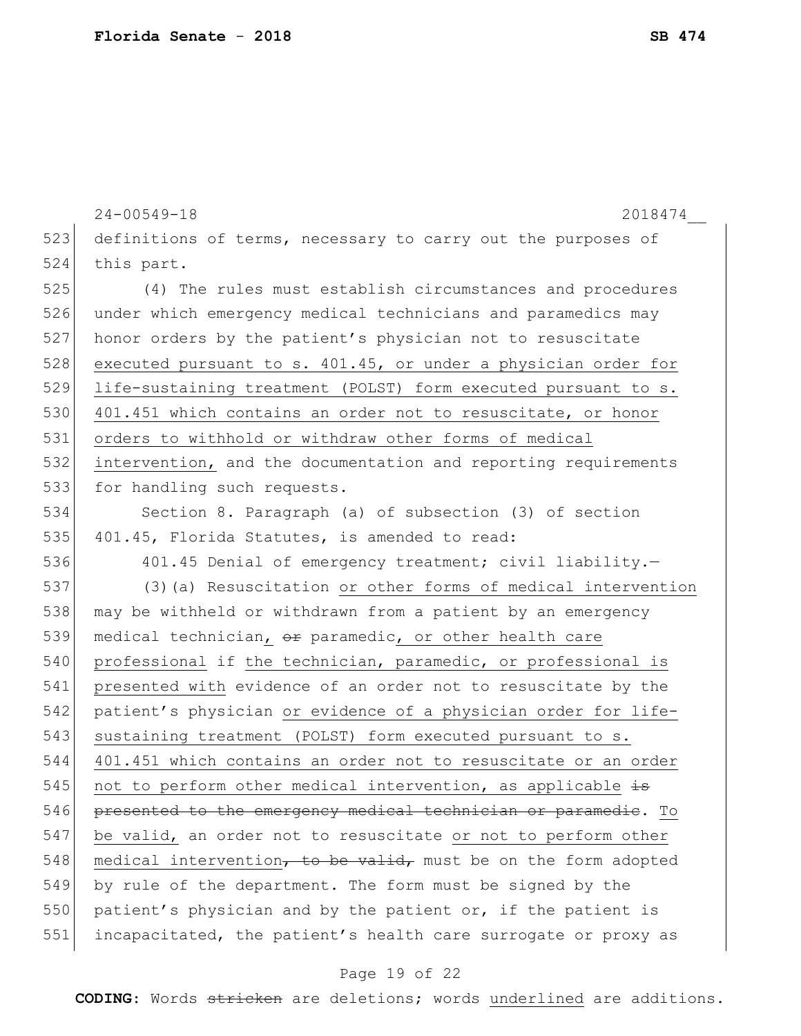definitions of terms, necessary to carry out the purposes of this part.

(4) The rules must establish circumstances and procedures under which emergency medical technicians and paramedics may honor orders by the patient's physician not to resuscitate <u>executed pursuant to s. 401.45, or under a physician order for life-sustaining treatment (POLST) form executed pursuant to s. 401.451 which contains an order not to resuscitate, or honor orders to withhold or withdraw other forms of medical intervention,</u> and the documentation and reporting requirements for handling such requests.

Section 8. Paragraph (a) of subsection (3) of section 401.45, Florida Statutes, is amended to read:

401.45 Denial of emergency treatment; civil liability.—

(3)(a) Resuscitation <u>or other forms of medical intervention</u> may be withheld or withdrawn from a patient by an emergency medical technician<u>,</u> ~~or~~ paramedic<u>, or other health care professional</u> if <u>the technician, paramedic, or professional is presented with</u> evidence of an order not to resuscitate by the patient's physician <u>or evidence of a physician order for life-sustaining treatment (POLST) form executed pursuant to s. 401.451 which contains an order not to resuscitate or an order not to perform other medical intervention, as applicable</u> ~~is presented to the emergency medical technician or paramedic~~. <u>To be valid,</u> an order not to resuscitate <u>or not to perform other medical intervention</u>~~, to be valid,~~ must be on the form adopted by rule of the department. The form must be signed by the patient's physician and by the patient or, if the patient is incapacitated, the patient's health care surrogate or proxy as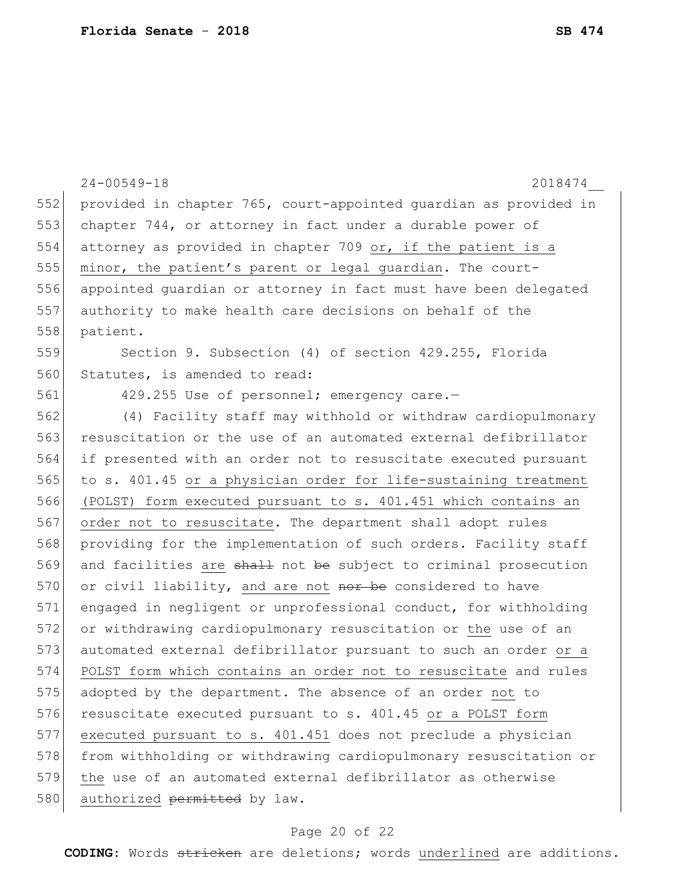provided in chapter 765, court-appointed guardian as provided in chapter 744, or attorney in fact under a durable power of attorney as provided in chapter 709 <u>or, if the patient is a minor, the patient's parent or legal guardian</u>. The court-appointed guardian or attorney in fact must have been delegated authority to make health care decisions on behalf of the patient.

Section 9. Subsection (4) of section 429.255, Florida Statutes, is amended to read:

429.255 Use of personnel; emergency care.—

(4) Facility staff may withhold or withdraw cardiopulmonary resuscitation or the use of an automated external defibrillator if presented with an order not to resuscitate executed pursuant to s. 401.45 <u>or a physician order for life-sustaining treatment (POLST) form executed pursuant to s. 401.451 which contains an order not to resuscitate</u>. The department shall adopt rules providing for the implementation of such orders. Facility staff and facilities <u>are</u> ~~shall~~ not ~~be~~ subject to criminal prosecution or civil liability, <u>and are not</u> ~~nor be~~ considered to have engaged in negligent or unprofessional conduct, for withholding or withdrawing cardiopulmonary resuscitation or <u>the</u> use of an automated external defibrillator pursuant to such an order <u>or a POLST form which contains an order not to resuscitate</u> and rules adopted by the department. The absence of an order <u>not</u> to resuscitate executed pursuant to s. 401.45 <u>or a POLST form executed pursuant to s. 401.451</u> does not preclude a physician from withholding or withdrawing cardiopulmonary resuscitation or <u>the</u> use of an automated external defibrillator as otherwise <u>authorized</u> ~~permitted~~ by law.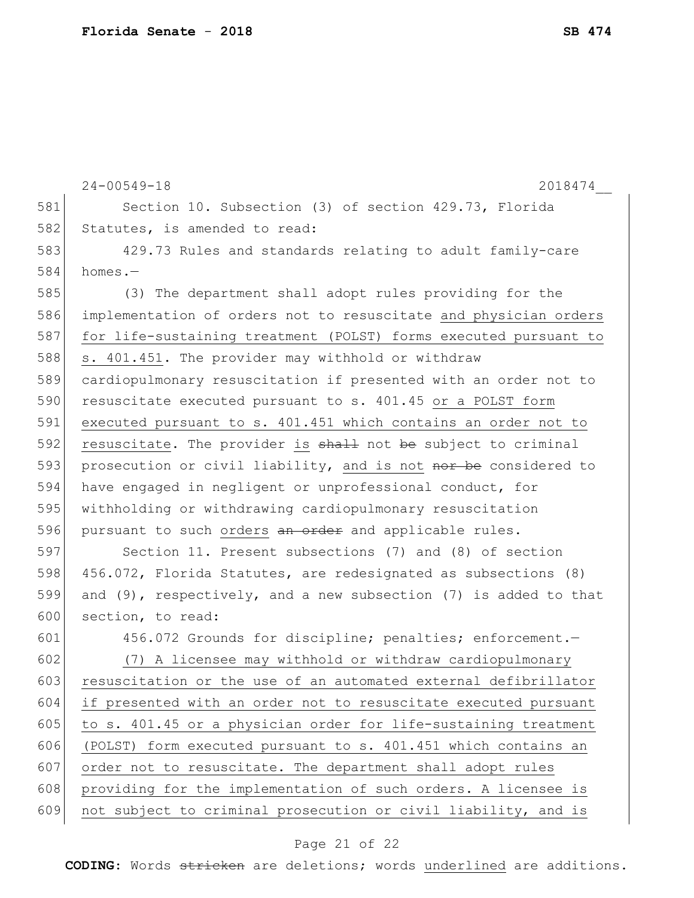Section 10. Subsection (3) of section 429.73, Florida Statutes, is amended to read:

429.73 Rules and standards relating to adult family-care homes.—

(3) The department shall adopt rules providing for the implementation of orders not to resuscitate <u>and physician orders for life-sustaining treatment (POLST) forms executed pursuant to s. 401.451</u>. The provider may withhold or withdraw cardiopulmonary resuscitation if presented with an order not to resuscitate executed pursuant to s. 401.45 <u>or a POLST form executed pursuant to s. 401.451 which contains an order not to resuscitate</u>. The provider <u>is</u> ~~shall~~ not ~~be~~ subject to criminal prosecution or civil liability, <u>and is not</u> ~~nor be~~ considered to have engaged in negligent or unprofessional conduct, for withholding or withdrawing cardiopulmonary resuscitation pursuant to such <u>orders</u> ~~an order~~ and applicable rules.

Section 11. Present subsections (7) and (8) of section 456.072, Florida Statutes, are redesignated as subsections (8) and (9), respectively, and a new subsection (7) is added to that section, to read:

456.072 Grounds for discipline; penalties; enforcement.—

<u>(7) A licensee may withhold or withdraw cardiopulmonary resuscitation or the use of an automated external defibrillator if presented with an order not to resuscitate executed pursuant to s. 401.45 or a physician order for life-sustaining treatment (POLST) form executed pursuant to s. 401.451 which contains an order not to resuscitate. The department shall adopt rules providing for the implementation of such orders. A licensee is not subject to criminal prosecution or civil liability, and is</u>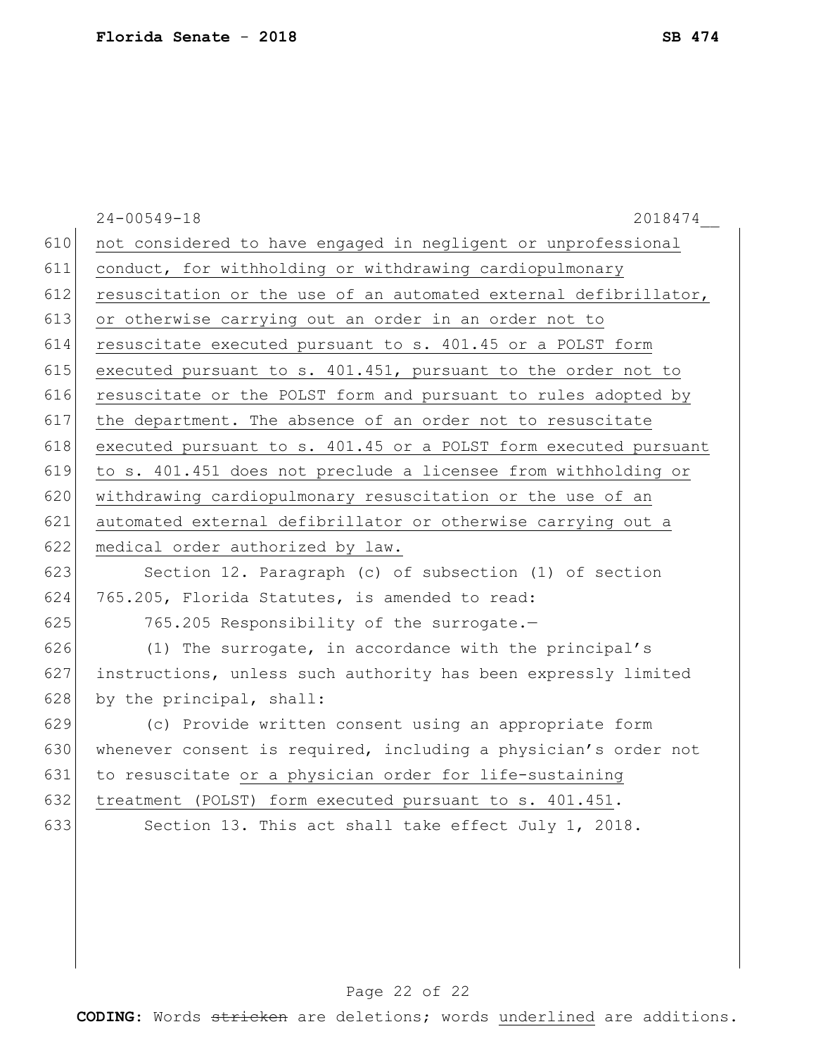not considered to have engaged in negligent or unprofessional conduct, for withholding or withdrawing cardiopulmonary resuscitation or the use of an automated external defibrillator, or otherwise carrying out an order in an order not to resuscitate executed pursuant to s. 401.45 or a POLST form executed pursuant to s. 401.451, pursuant to the order not to resuscitate or the POLST form and pursuant to rules adopted by the department. The absence of an order not to resuscitate executed pursuant to s. 401.45 or a POLST form executed pursuant to s. 401.451 does not preclude a licensee from withholding or withdrawing cardiopulmonary resuscitation or the use of an automated external defibrillator or otherwise carrying out a medical order authorized by law.

Section 12. Paragraph (c) of subsection (1) of section 765.205, Florida Statutes, is amended to read:

765.205 Responsibility of the surrogate.—

(1) The surrogate, in accordance with the principal's instructions, unless such authority has been expressly limited by the principal, shall:

(c) Provide written consent using an appropriate form whenever consent is required, including a physician's order not to resuscitate or a physician order for life-sustaining treatment (POLST) form executed pursuant to s. 401.451.

Section 13. This act shall take effect July 1, 2018.